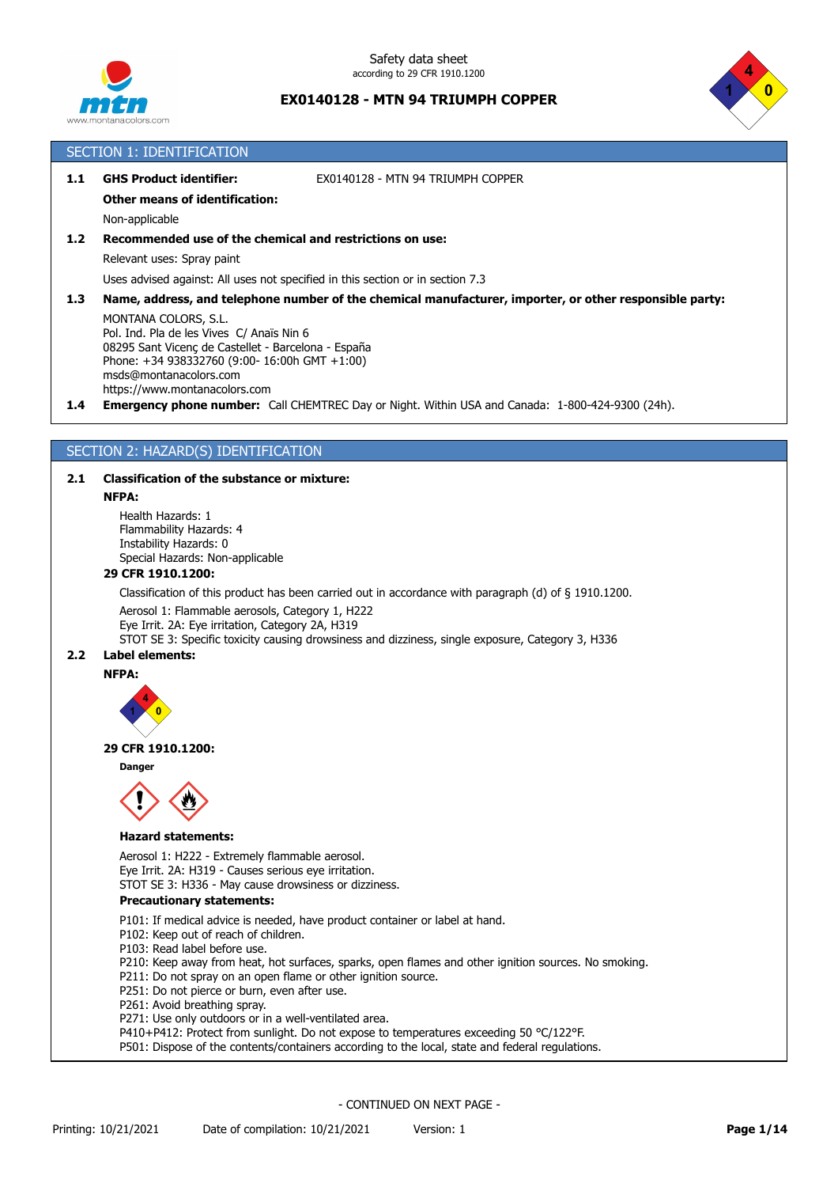Safety data sheet
according to 29 CFR 1910.1200

**EX0140128 - MTN 94 TRIUMPH COPPER**

## SECTION 1: IDENTIFICATION

**1.1 GHS Product identifier:** EX0140128 - MTN 94 TRIUMPH COPPER

**Other means of identification:**

Non-applicable

**1.2 Recommended use of the chemical and restrictions on use:**

Relevant uses: Spray paint

Uses advised against: All uses not specified in this section or in section 7.3

**1.3 Name, address, and telephone number of the chemical manufacturer, importer, or other responsible party:**

MONTANA COLORS, S.L.
Pol. Ind. Pla de les Vives C/ Anaïs Nin 6
08295 Sant Vicenç de Castellet - Barcelona - España
Phone: +34 938332760 (9:00- 16:00h GMT +1:00)
msds@montanacolors.com
https://www.montanacolors.com

**1.4 Emergency phone number:** Call CHEMTREC Day or Night. Within USA and Canada: 1-800-424-9300 (24h).

## SECTION 2: HAZARD(S) IDENTIFICATION

**2.1 Classification of the substance or mixture:**

**NFPA:**

Health Hazards: 1
Flammability Hazards: 4
Instability Hazards: 0
Special Hazards: Non-applicable

**29 CFR 1910.1200:**

Classification of this product has been carried out in accordance with paragraph (d) of § 1910.1200.

Aerosol 1: Flammable aerosols, Category 1, H222
Eye Irrit. 2A: Eye irritation, Category 2A, H319
STOT SE 3: Specific toxicity causing drowsiness and dizziness, single exposure, Category 3, H336

**2.2 Label elements:**

**NFPA:**

**29 CFR 1910.1200:**

**Danger**

**Hazard statements:**

Aerosol 1: H222 - Extremely flammable aerosol.
Eye Irrit. 2A: H319 - Causes serious eye irritation.
STOT SE 3: H336 - May cause drowsiness or dizziness.

**Precautionary statements:**

P101: If medical advice is needed, have product container or label at hand.
P102: Keep out of reach of children.
P103: Read label before use.
P210: Keep away from heat, hot surfaces, sparks, open flames and other ignition sources. No smoking.
P211: Do not spray on an open flame or other ignition source.
P251: Do not pierce or burn, even after use.
P261: Avoid breathing spray.
P271: Use only outdoors or in a well-ventilated area.
P410+P412: Protect from sunlight. Do not expose to temperatures exceeding 50 °C/122°F.
P501: Dispose of the contents/containers according to the local, state and federal regulations.

- CONTINUED ON NEXT PAGE -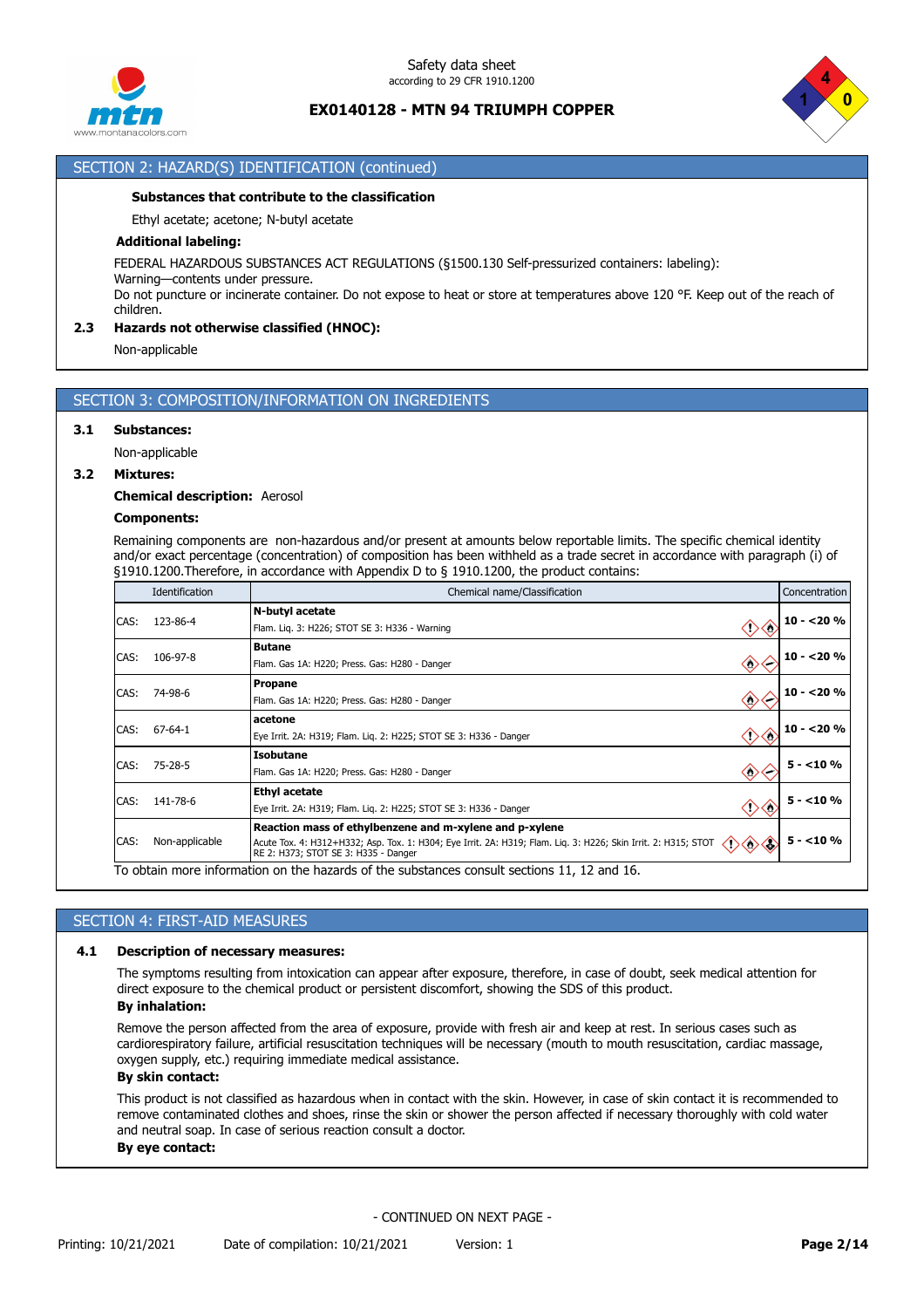## SECTION 2: HAZARD(S) IDENTIFICATION (continued)

**Substances that contribute to the classification**

Ethyl acetate; acetone; N-butyl acetate

**Additional labeling:**

FEDERAL HAZARDOUS SUBSTANCES ACT REGULATIONS (§1500.130 Self-pressurized containers: labeling):
Warning—contents under pressure.
Do not puncture or incinerate container. Do not expose to heat or store at temperatures above 120 °F. Keep out of the reach of children.

**2.3 Hazards not otherwise classified (HNOC):**

Non-applicable

## SECTION 3: COMPOSITION/INFORMATION ON INGREDIENTS

**3.1 Substances:**

Non-applicable

**3.2 Mixtures:**

**Chemical description:** Aerosol

**Components:**

Remaining components are non-hazardous and/or present at amounts below reportable limits. The specific chemical identity and/or exact percentage (concentration) of composition has been withheld as a trade secret in accordance with paragraph (i) of §1910.1200.Therefore, in accordance with Appendix D to § 1910.1200, the product contains:

| Identification | Chemical name/Classification | Concentration |
|---|---|---|
| CAS: 123-86-4 | **N-butyl acetate**<br>Flam. Liq. 3: H226; STOT SE 3: H336 - Warning | **10 - <20 %** |
| CAS: 106-97-8 | **Butane**<br>Flam. Gas 1A: H220; Press. Gas: H280 - Danger | **10 - <20 %** |
| CAS: 74-98-6 | **Propane**<br>Flam. Gas 1A: H220; Press. Gas: H280 - Danger | **10 - <20 %** |
| CAS: 67-64-1 | **acetone**<br>Eye Irrit. 2A: H319; Flam. Liq. 2: H225; STOT SE 3: H336 - Danger | **10 - <20 %** |
| CAS: 75-28-5 | **Isobutane**<br>Flam. Gas 1A: H220; Press. Gas: H280 - Danger | **5 - <10 %** |
| CAS: 141-78-6 | **Ethyl acetate**<br>Eye Irrit. 2A: H319; Flam. Liq. 2: H225; STOT SE 3: H336 - Danger | **5 - <10 %** |
| CAS: Non-applicable | **Reaction mass of ethylbenzene and m-xylene and p-xylene**<br>Acute Tox. 4: H312+H332; Asp. Tox. 1: H304; Eye Irrit. 2A: H319; Flam. Liq. 3: H226; Skin Irrit. 2: H315; STOT RE 2: H373; STOT SE 3: H335 - Danger | **5 - <10 %** |

To obtain more information on the hazards of the substances consult sections 11, 12 and 16.

## SECTION 4: FIRST-AID MEASURES

**4.1 Description of necessary measures:**

The symptoms resulting from intoxication can appear after exposure, therefore, in case of doubt, seek medical attention for direct exposure to the chemical product or persistent discomfort, showing the SDS of this product.

**By inhalation:**

Remove the person affected from the area of exposure, provide with fresh air and keep at rest. In serious cases such as cardiorespiratory failure, artificial resuscitation techniques will be necessary (mouth to mouth resuscitation, cardiac massage, oxygen supply, etc.) requiring immediate medical assistance.

**By skin contact:**

This product is not classified as hazardous when in contact with the skin. However, in case of skin contact it is recommended to remove contaminated clothes and shoes, rinse the skin or shower the person affected if necessary thoroughly with cold water and neutral soap. In case of serious reaction consult a doctor.

**By eye contact:**

- CONTINUED ON NEXT PAGE -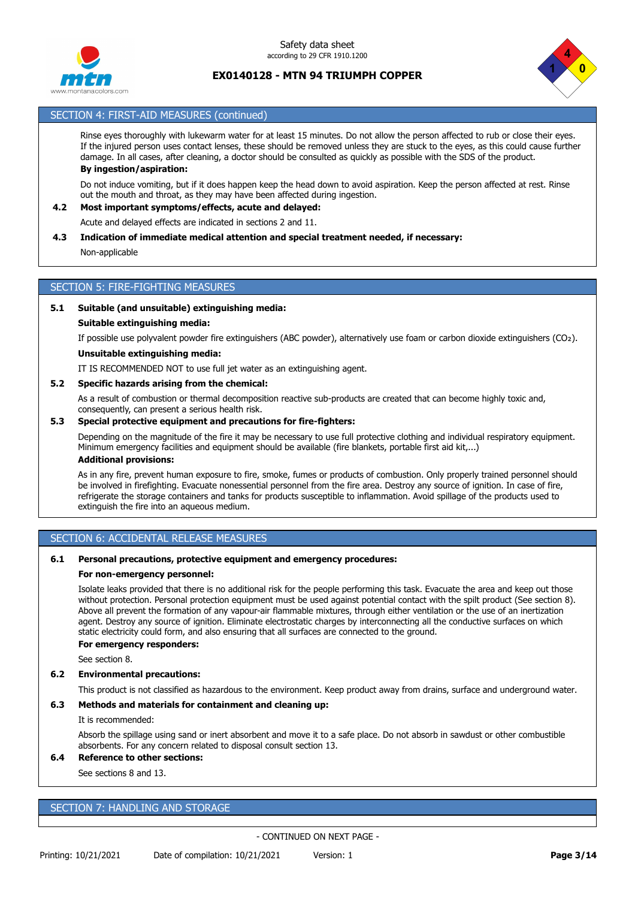## SECTION 4: FIRST-AID MEASURES (continued)

Rinse eyes thoroughly with lukewarm water for at least 15 minutes. Do not allow the person affected to rub or close their eyes. If the injured person uses contact lenses, these should be removed unless they are stuck to the eyes, as this could cause further damage. In all cases, after cleaning, a doctor should be consulted as quickly as possible with the SDS of the product.

**By ingestion/aspiration:**

Do not induce vomiting, but if it does happen keep the head down to avoid aspiration. Keep the person affected at rest. Rinse out the mouth and throat, as they may have been affected during ingestion.

**4.2 Most important symptoms/effects, acute and delayed:**

Acute and delayed effects are indicated in sections 2 and 11.

**4.3 Indication of immediate medical attention and special treatment needed, if necessary:**

Non-applicable

## SECTION 5: FIRE-FIGHTING MEASURES

**5.1 Suitable (and unsuitable) extinguishing media:**

**Suitable extinguishing media:**

If possible use polyvalent powder fire extinguishers (ABC powder), alternatively use foam or carbon dioxide extinguishers ($CO_2$).

**Unsuitable extinguishing media:**

IT IS RECOMMENDED NOT to use full jet water as an extinguishing agent.

**5.2 Specific hazards arising from the chemical:**

As a result of combustion or thermal decomposition reactive sub-products are created that can become highly toxic and, consequently, can present a serious health risk.

**5.3 Special protective equipment and precautions for fire-fighters:**

Depending on the magnitude of the fire it may be necessary to use full protective clothing and individual respiratory equipment. Minimum emergency facilities and equipment should be available (fire blankets, portable first aid kit,...)

**Additional provisions:**

As in any fire, prevent human exposure to fire, smoke, fumes or products of combustion. Only properly trained personnel should be involved in firefighting. Evacuate nonessential personnel from the fire area. Destroy any source of ignition. In case of fire, refrigerate the storage containers and tanks for products susceptible to inflammation. Avoid spillage of the products used to extinguish the fire into an aqueous medium.

## SECTION 6: ACCIDENTAL RELEASE MEASURES

**6.1 Personal precautions, protective equipment and emergency procedures:**

**For non-emergency personnel:**

Isolate leaks provided that there is no additional risk for the people performing this task. Evacuate the area and keep out those without protection. Personal protection equipment must be used against potential contact with the spilt product (See section 8). Above all prevent the formation of any vapour-air flammable mixtures, through either ventilation or the use of an inertization agent. Destroy any source of ignition. Eliminate electrostatic charges by interconnecting all the conductive surfaces on which static electricity could form, and also ensuring that all surfaces are connected to the ground.

**For emergency responders:**

See section 8.

**6.2 Environmental precautions:**

This product is not classified as hazardous to the environment. Keep product away from drains, surface and underground water.

**6.3 Methods and materials for containment and cleaning up:**

It is recommended:

Absorb the spillage using sand or inert absorbent and move it to a safe place. Do not absorb in sawdust or other combustible absorbents. For any concern related to disposal consult section 13.

**6.4 Reference to other sections:**

See sections 8 and 13.

## SECTION 7: HANDLING AND STORAGE

- CONTINUED ON NEXT PAGE -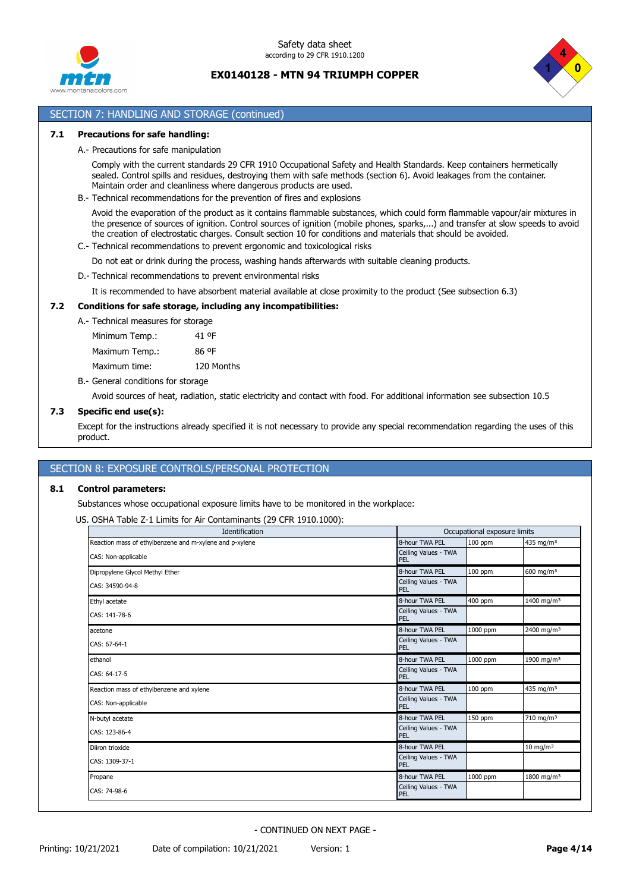## SECTION 7: HANDLING AND STORAGE (continued)

### 7.1 Precautions for safe handling:

A.- Precautions for safe manipulation

Comply with the current standards 29 CFR 1910 Occupational Safety and Health Standards. Keep containers hermetically sealed. Control spills and residues, destroying them with safe methods (section 6). Avoid leakages from the container. Maintain order and cleanliness where dangerous products are used.

B.- Technical recommendations for the prevention of fires and explosions

Avoid the evaporation of the product as it contains flammable substances, which could form flammable vapour/air mixtures in the presence of sources of ignition. Control sources of ignition (mobile phones, sparks,...) and transfer at slow speeds to avoid the creation of electrostatic charges. Consult section 10 for conditions and materials that should be avoided.

C.- Technical recommendations to prevent ergonomic and toxicological risks

Do not eat or drink during the process, washing hands afterwards with suitable cleaning products.

D.- Technical recommendations to prevent environmental risks

It is recommended to have absorbent material available at close proximity to the product (See subsection 6.3)

### 7.2 Conditions for safe storage, including any incompatibilities:

A.- Technical measures for storage

| | |
|---|---|
| Minimum Temp.: | 41 ºF |
| Maximum Temp.: | 86 ºF |
| Maximum time: | 120 Months |

B.- General conditions for storage

Avoid sources of heat, radiation, static electricity and contact with food. For additional information see subsection 10.5

### 7.3 Specific end use(s):

Except for the instructions already specified it is not necessary to provide any special recommendation regarding the uses of this product.

## SECTION 8: EXPOSURE CONTROLS/PERSONAL PROTECTION

### 8.1 Control parameters:

Substances whose occupational exposure limits have to be monitored in the workplace:

US. OSHA Table Z-1 Limits for Air Contaminants (29 CFR 1910.1000):

| Identification | Occupational exposure limits | | |
|---|---|---|---|
| Reaction mass of ethylbenzene and m-xylene and p-xylene | 8-hour TWA PEL | 100 ppm | 435 mg/m³ |
| CAS: Non-applicable | Ceiling Values - TWA PEL | | |
| Dipropylene Glycol Methyl Ether | 8-hour TWA PEL | 100 ppm | 600 mg/m³ |
| CAS: 34590-94-8 | Ceiling Values - TWA PEL | | |
| Ethyl acetate | 8-hour TWA PEL | 400 ppm | 1400 mg/m³ |
| CAS: 141-78-6 | Ceiling Values - TWA PEL | | |
| acetone | 8-hour TWA PEL | 1000 ppm | 2400 mg/m³ |
| CAS: 67-64-1 | Ceiling Values - TWA PEL | | |
| ethanol | 8-hour TWA PEL | 1000 ppm | 1900 mg/m³ |
| CAS: 64-17-5 | Ceiling Values - TWA PEL | | |
| Reaction mass of ethylbenzene and xylene | 8-hour TWA PEL | 100 ppm | 435 mg/m³ |
| CAS: Non-applicable | Ceiling Values - TWA PEL | | |
| N-butyl acetate | 8-hour TWA PEL | 150 ppm | 710 mg/m³ |
| CAS: 123-86-4 | Ceiling Values - TWA PEL | | |
| Diiron trioxide | 8-hour TWA PEL | | 10 mg/m³ |
| CAS: 1309-37-1 | Ceiling Values - TWA PEL | | |
| Propane | 8-hour TWA PEL | 1000 ppm | 1800 mg/m³ |
| CAS: 74-98-6 | Ceiling Values - TWA PEL | | |

- CONTINUED ON NEXT PAGE -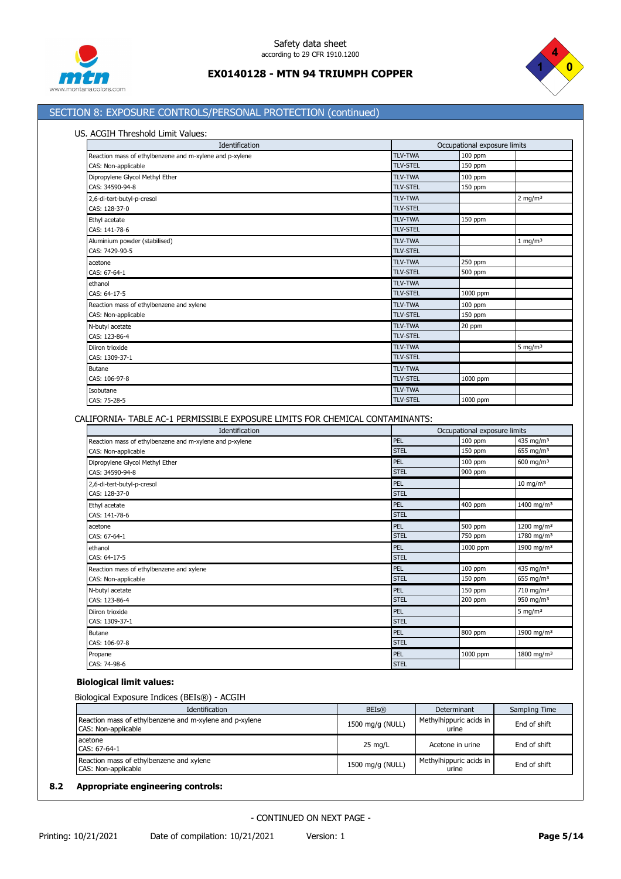## SECTION 8: EXPOSURE CONTROLS/PERSONAL PROTECTION (continued)

US. ACGIH Threshold Limit Values:

| Identification | Occupational exposure limits | | |
|---|---|---|---|
| Reaction mass of ethylbenzene and m-xylene and p-xylene | TLV-TWA | 100 ppm | |
| CAS: Non-applicable | TLV-STEL | 150 ppm | |
| Dipropylene Glycol Methyl Ether | TLV-TWA | 100 ppm | |
| CAS: 34590-94-8 | TLV-STEL | 150 ppm | |
| 2,6-di-tert-butyl-p-cresol | TLV-TWA | | 2 mg/m³ |
| CAS: 128-37-0 | TLV-STEL | | |
| Ethyl acetate | TLV-TWA | 150 ppm | |
| CAS: 141-78-6 | TLV-STEL | | |
| Aluminium powder (stabilised) | TLV-TWA | | 1 mg/m³ |
| CAS: 7429-90-5 | TLV-STEL | | |
| acetone | TLV-TWA | 250 ppm | |
| CAS: 67-64-1 | TLV-STEL | 500 ppm | |
| ethanol | TLV-TWA | | |
| CAS: 64-17-5 | TLV-STEL | 1000 ppm | |
| Reaction mass of ethylbenzene and xylene | TLV-TWA | 100 ppm | |
| CAS: Non-applicable | TLV-STEL | 150 ppm | |
| N-butyl acetate | TLV-TWA | 20 ppm | |
| CAS: 123-86-4 | TLV-STEL | | |
| Diiron trioxide | TLV-TWA | | 5 mg/m³ |
| CAS: 1309-37-1 | TLV-STEL | | |
| Butane | TLV-TWA | | |
| CAS: 106-97-8 | TLV-STEL | 1000 ppm | |
| Isobutane | TLV-TWA | | |
| CAS: 75-28-5 | TLV-STEL | 1000 ppm | |

CALIFORNIA- TABLE AC-1 PERMISSIBLE EXPOSURE LIMITS FOR CHEMICAL CONTAMINANTS:

| Identification | Occupational exposure limits | | |
|---|---|---|---|
| Reaction mass of ethylbenzene and m-xylene and p-xylene | PEL | 100 ppm | 435 mg/m³ |
| CAS: Non-applicable | STEL | 150 ppm | 655 mg/m³ |
| Dipropylene Glycol Methyl Ether | PEL | 100 ppm | 600 mg/m³ |
| CAS: 34590-94-8 | STEL | 900 ppm | |
| 2,6-di-tert-butyl-p-cresol | PEL | | 10 mg/m³ |
| CAS: 128-37-0 | STEL | | |
| Ethyl acetate | PEL | 400 ppm | 1400 mg/m³ |
| CAS: 141-78-6 | STEL | | |
| acetone | PEL | 500 ppm | 1200 mg/m³ |
| CAS: 67-64-1 | STEL | 750 ppm | 1780 mg/m³ |
| ethanol | PEL | 1000 ppm | 1900 mg/m³ |
| CAS: 64-17-5 | STEL | | |
| Reaction mass of ethylbenzene and xylene | PEL | 100 ppm | 435 mg/m³ |
| CAS: Non-applicable | STEL | 150 ppm | 655 mg/m³ |
| N-butyl acetate | PEL | 150 ppm | 710 mg/m³ |
| CAS: 123-86-4 | STEL | 200 ppm | 950 mg/m³ |
| Diiron trioxide | PEL | | 5 mg/m³ |
| CAS: 1309-37-1 | STEL | | |
| Butane | PEL | 800 ppm | 1900 mg/m³ |
| CAS: 106-97-8 | STEL | | |
| Propane | PEL | 1000 ppm | 1800 mg/m³ |
| CAS: 74-98-6 | STEL | | |

**Biological limit values:**

Biological Exposure Indices (BEIs®) - ACGIH

| Identification | BEIs® | Determinant | Sampling Time |
|---|---|---|---|
| Reaction mass of ethylbenzene and m-xylene and p-xylene<br>CAS: Non-applicable | 1500 mg/g (NULL) | Methylhippuric acids in urine | End of shift |
| acetone<br>CAS: 67-64-1 | 25 mg/L | Acetone in urine | End of shift |
| Reaction mass of ethylbenzene and xylene<br>CAS: Non-applicable | 1500 mg/g (NULL) | Methylhippuric acids in urine | End of shift |

**8.2 Appropriate engineering controls:**

- CONTINUED ON NEXT PAGE -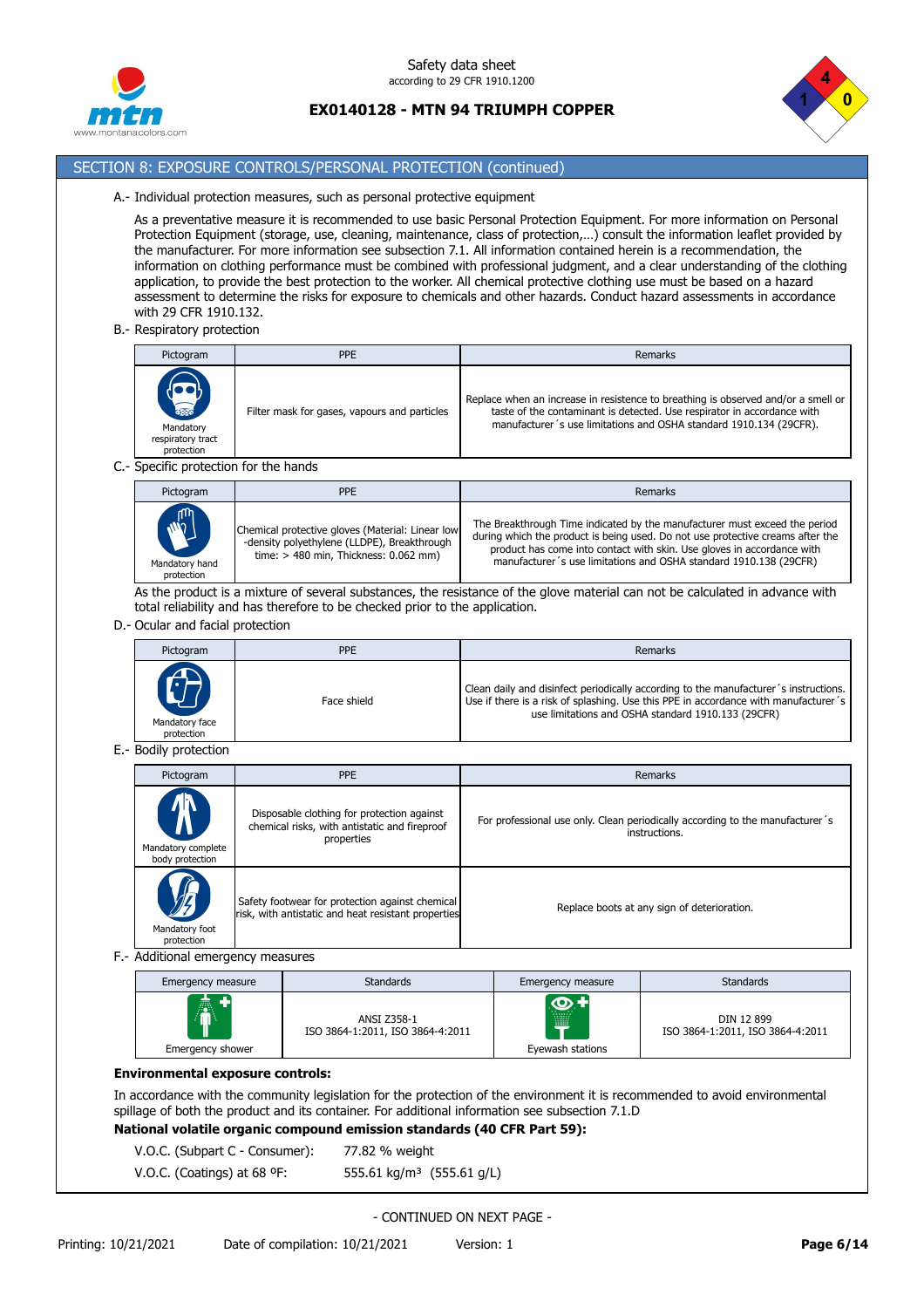## SECTION 8: EXPOSURE CONTROLS/PERSONAL PROTECTION (continued)

A.- Individual protection measures, such as personal protective equipment

As a preventative measure it is recommended to use basic Personal Protection Equipment. For more information on Personal Protection Equipment (storage, use, cleaning, maintenance, class of protection,…) consult the information leaflet provided by the manufacturer. For more information see subsection 7.1. All information contained herein is a recommendation, the information on clothing performance must be combined with professional judgment, and a clear understanding of the clothing application, to provide the best protection to the worker. All chemical protective clothing use must be based on a hazard assessment to determine the risks for exposure to chemicals and other hazards. Conduct hazard assessments in accordance with 29 CFR 1910.132.

B.- Respiratory protection

| Pictogram | PPE | Remarks |
|---|---|---|
| Mandatory respiratory tract protection | Filter mask for gases, vapours and particles | Replace when an increase in resistence to breathing is observed and/or a smell or taste of the contaminant is detected. Use respirator in accordance with manufacturer´s use limitations and OSHA standard 1910.134 (29CFR). |

C.- Specific protection for the hands

| Pictogram | PPE | Remarks |
|---|---|---|
| Mandatory hand protection | Chemical protective gloves (Material: Linear low-density polyethylene (LLDPE), Breakthrough time: > 480 min, Thickness: 0.062 mm) | The Breakthrough Time indicated by the manufacturer must exceed the period during which the product is being used. Do not use protective creams after the product has come into contact with skin. Use gloves in accordance with manufacturer´s use limitations and OSHA standard 1910.138 (29CFR) |

As the product is a mixture of several substances, the resistance of the glove material can not be calculated in advance with total reliability and has therefore to be checked prior to the application.

D.- Ocular and facial protection

| Pictogram | PPE | Remarks |
|---|---|---|
| Mandatory face protection | Face shield | Clean daily and disinfect periodically according to the manufacturer´s instructions. Use if there is a risk of splashing. Use this PPE in accordance with manufacturer´s use limitations and OSHA standard 1910.133 (29CFR) |

E.- Bodily protection

| Pictogram | PPE | Remarks |
|---|---|---|
| Mandatory complete body protection | Disposable clothing for protection against chemical risks, with antistatic and fireproof properties | For professional use only. Clean periodically according to the manufacturer´s instructions. |
| Mandatory foot protection | Safety footwear for protection against chemical risk, with antistatic and heat resistant properties | Replace boots at any sign of deterioration. |

F.- Additional emergency measures

| Emergency measure | Standards | Emergency measure | Standards |
|---|---|---|---|
| Emergency shower | ANSI Z358-1<br>ISO 3864-1:2011, ISO 3864-4:2011 | Eyewash stations | DIN 12 899<br>ISO 3864-1:2011, ISO 3864-4:2011 |

**Environmental exposure controls:**

In accordance with the community legislation for the protection of the environment it is recommended to avoid environmental spillage of both the product and its container. For additional information see subsection 7.1.D

**National volatile organic compound emission standards (40 CFR Part 59):**

V.O.C. (Subpart C - Consumer): 77.82 % weight

V.O.C. (Coatings) at 68 ºF: 555.61 kg/m³ (555.61 g/L)

- CONTINUED ON NEXT PAGE -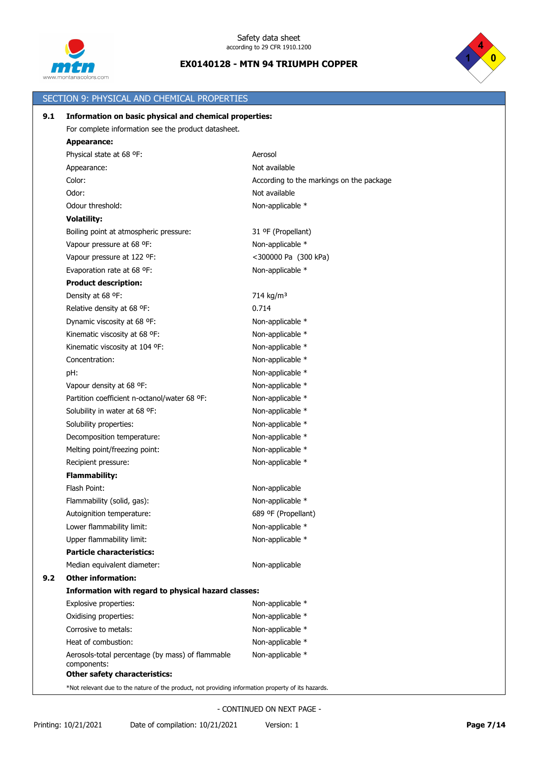## SECTION 9: PHYSICAL AND CHEMICAL PROPERTIES

**9.1 Information on basic physical and chemical properties:**

For complete information see the product datasheet.

**Appearance:**

| | |
|---|---|
| Physical state at 68 ºF: | Aerosol |
| Appearance: | Not available |
| Color: | According to the markings on the package |
| Odor: | Not available |
| Odour threshold: | Non-applicable * |

**Volatility:**

| | |
|---|---|
| Boiling point at atmospheric pressure: | 31 ºF (Propellant) |
| Vapour pressure at 68 ºF: | Non-applicable * |
| Vapour pressure at 122 ºF: | <300000 Pa (300 kPa) |
| Evaporation rate at 68 ºF: | Non-applicable * |

**Product description:**

| | |
|---|---|
| Density at 68 ºF: | 714 kg/m³ |
| Relative density at 68 ºF: | 0.714 |
| Dynamic viscosity at 68 ºF: | Non-applicable * |
| Kinematic viscosity at 68 ºF: | Non-applicable * |
| Kinematic viscosity at 104 ºF: | Non-applicable * |
| Concentration: | Non-applicable * |
| pH: | Non-applicable * |
| Vapour density at 68 ºF: | Non-applicable * |
| Partition coefficient n-octanol/water 68 ºF: | Non-applicable * |
| Solubility in water at 68 ºF: | Non-applicable * |
| Solubility properties: | Non-applicable * |
| Decomposition temperature: | Non-applicable * |
| Melting point/freezing point: | Non-applicable * |
| Recipient pressure: | Non-applicable * |

**Flammability:**

| | |
|---|---|
| Flash Point: | Non-applicable |
| Flammability (solid, gas): | Non-applicable * |
| Autoignition temperature: | 689 ºF (Propellant) |
| Lower flammability limit: | Non-applicable * |
| Upper flammability limit: | Non-applicable * |

**Particle characteristics:**

| | |
|---|---|
| Median equivalent diameter: | Non-applicable |

**9.2 Other information:**

**Information with regard to physical hazard classes:**

| | |
|---|---|
| Explosive properties: | Non-applicable * |
| Oxidising properties: | Non-applicable * |
| Corrosive to metals: | Non-applicable * |
| Heat of combustion: | Non-applicable * |
| Aerosols-total percentage (by mass) of flammable components: | Non-applicable * |

**Other safety characteristics:**

*Not relevant due to the nature of the product, not providing information property of its hazards.

- CONTINUED ON NEXT PAGE -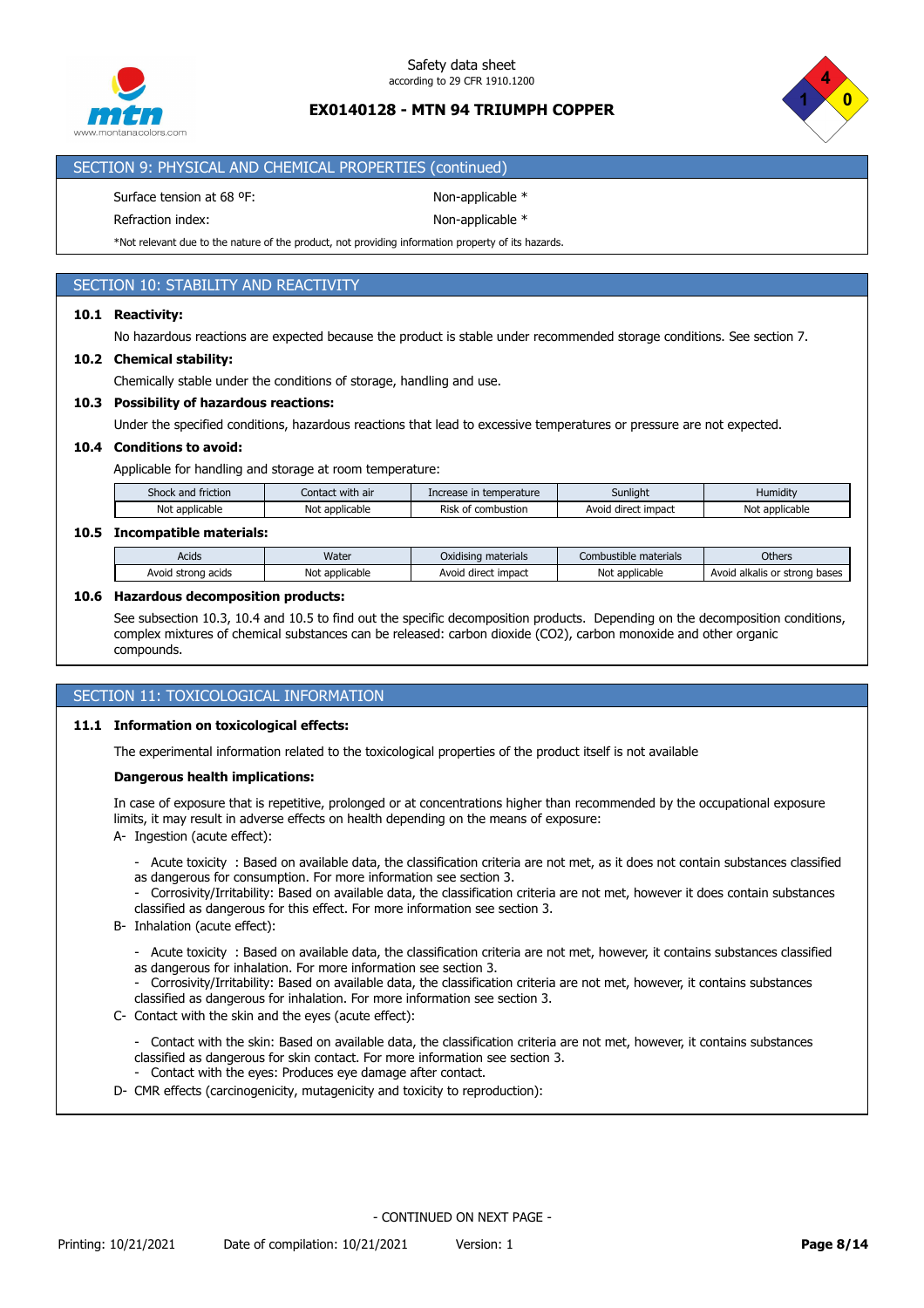## SECTION 9: PHYSICAL AND CHEMICAL PROPERTIES (continued)

Surface tension at 68 ºF: Non-applicable *

Refraction index: Non-applicable *

*Not relevant due to the nature of the product, not providing information property of its hazards.

## SECTION 10: STABILITY AND REACTIVITY

### 10.1 Reactivity:

No hazardous reactions are expected because the product is stable under recommended storage conditions. See section 7.

### 10.2 Chemical stability:

Chemically stable under the conditions of storage, handling and use.

### 10.3 Possibility of hazardous reactions:

Under the specified conditions, hazardous reactions that lead to excessive temperatures or pressure are not expected.

### 10.4 Conditions to avoid:

Applicable for handling and storage at room temperature:

| Shock and friction | Contact with air | Increase in temperature | Sunlight | Humidity |
|---|---|---|---|---|
| Not applicable | Not applicable | Risk of combustion | Avoid direct impact | Not applicable |

### 10.5 Incompatible materials:

| Acids | Water | Oxidising materials | Combustible materials | Others |
|---|---|---|---|---|
| Avoid strong acids | Not applicable | Avoid direct impact | Not applicable | Avoid alkalis or strong bases |

### 10.6 Hazardous decomposition products:

See subsection 10.3, 10.4 and 10.5 to find out the specific decomposition products. Depending on the decomposition conditions, complex mixtures of chemical substances can be released: carbon dioxide ($CO_2$), carbon monoxide and other organic compounds.

## SECTION 11: TOXICOLOGICAL INFORMATION

### 11.1 Information on toxicological effects:

The experimental information related to the toxicological properties of the product itself is not available

**Dangerous health implications:**

In case of exposure that is repetitive, prolonged or at concentrations higher than recommended by the occupational exposure limits, it may result in adverse effects on health depending on the means of exposure:

A- Ingestion (acute effect):

- Acute toxicity : Based on available data, the classification criteria are not met, as it does not contain substances classified as dangerous for consumption. For more information see section 3.
- Corrosivity/Irritability: Based on available data, the classification criteria are not met, however it does contain substances classified as dangerous for this effect. For more information see section 3.

B- Inhalation (acute effect):

- Acute toxicity : Based on available data, the classification criteria are not met, however, it contains substances classified as dangerous for inhalation. For more information see section 3.
- Corrosivity/Irritability: Based on available data, the classification criteria are not met, however, it contains substances classified as dangerous for inhalation. For more information see section 3.

C- Contact with the skin and the eyes (acute effect):

- Contact with the skin: Based on available data, the classification criteria are not met, however, it contains substances classified as dangerous for skin contact. For more information see section 3.
- Contact with the eyes: Produces eye damage after contact.

D- CMR effects (carcinogenicity, mutagenicity and toxicity to reproduction):

- CONTINUED ON NEXT PAGE -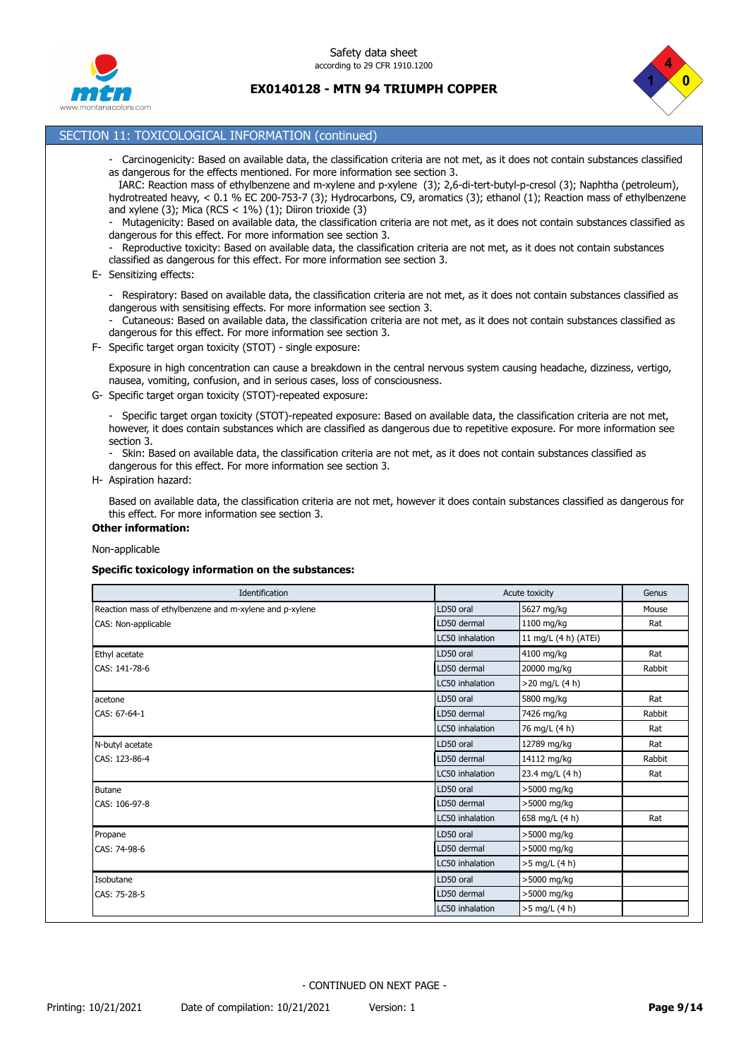## SECTION 11: TOXICOLOGICAL INFORMATION (continued)

- Carcinogenicity: Based on available data, the classification criteria are not met, as it does not contain substances classified as dangerous for the effects mentioned. For more information see section 3.
  IARC: Reaction mass of ethylbenzene and m-xylene and p-xylene (3); 2,6-di-tert-butyl-p-cresol (3); Naphtha (petroleum), hydrotreated heavy, < 0.1 % EC 200-753-7 (3); Hydrocarbons, C9, aromatics (3); ethanol (1); Reaction mass of ethylbenzene and xylene (3); Mica (RCS < 1%) (1); Diiron trioxide (3)
- Mutagenicity: Based on available data, the classification criteria are not met, as it does not contain substances classified as dangerous for this effect. For more information see section 3.
- Reproductive toxicity: Based on available data, the classification criteria are not met, as it does not contain substances classified as dangerous for this effect. For more information see section 3.

E- Sensitizing effects:

- Respiratory: Based on available data, the classification criteria are not met, as it does not contain substances classified as dangerous with sensitising effects. For more information see section 3.
- Cutaneous: Based on available data, the classification criteria are not met, as it does not contain substances classified as dangerous for this effect. For more information see section 3.

F- Specific target organ toxicity (STOT) - single exposure:

Exposure in high concentration can cause a breakdown in the central nervous system causing headache, dizziness, vertigo, nausea, vomiting, confusion, and in serious cases, loss of consciousness.

G- Specific target organ toxicity (STOT)-repeated exposure:

- Specific target organ toxicity (STOT)-repeated exposure: Based on available data, the classification criteria are not met, however, it does contain substances which are classified as dangerous due to repetitive exposure. For more information see section 3.
- Skin: Based on available data, the classification criteria are not met, as it does not contain substances classified as dangerous for this effect. For more information see section 3.

H- Aspiration hazard:

Based on available data, the classification criteria are not met, however it does contain substances classified as dangerous for this effect. For more information see section 3.

**Other information:**

Non-applicable

**Specific toxicology information on the substances:**

| Identification | Acute toxicity | | Genus |
|---|---|---|---|
| Reaction mass of ethylbenzene and m-xylene and p-xylene | LD50 oral | 5627 mg/kg | Mouse |
| CAS: Non-applicable | LD50 dermal | 1100 mg/kg | Rat |
| | LC50 inhalation | 11 mg/L (4 h) (ATEi) | |
| Ethyl acetate | LD50 oral | 4100 mg/kg | Rat |
| CAS: 141-78-6 | LD50 dermal | 20000 mg/kg | Rabbit |
| | LC50 inhalation | >20 mg/L (4 h) | |
| acetone | LD50 oral | 5800 mg/kg | Rat |
| CAS: 67-64-1 | LD50 dermal | 7426 mg/kg | Rabbit |
| | LC50 inhalation | 76 mg/L (4 h) | Rat |
| N-butyl acetate | LD50 oral | 12789 mg/kg | Rat |
| CAS: 123-86-4 | LD50 dermal | 14112 mg/kg | Rabbit |
| | LC50 inhalation | 23.4 mg/L (4 h) | Rat |
| Butane | LD50 oral | >5000 mg/kg | |
| CAS: 106-97-8 | LD50 dermal | >5000 mg/kg | |
| | LC50 inhalation | 658 mg/L (4 h) | Rat |
| Propane | LD50 oral | >5000 mg/kg | |
| CAS: 74-98-6 | LD50 dermal | >5000 mg/kg | |
| | LC50 inhalation | >5 mg/L (4 h) | |
| Isobutane | LD50 oral | >5000 mg/kg | |
| CAS: 75-28-5 | LD50 dermal | >5000 mg/kg | |
| | LC50 inhalation | >5 mg/L (4 h) | |

- CONTINUED ON NEXT PAGE -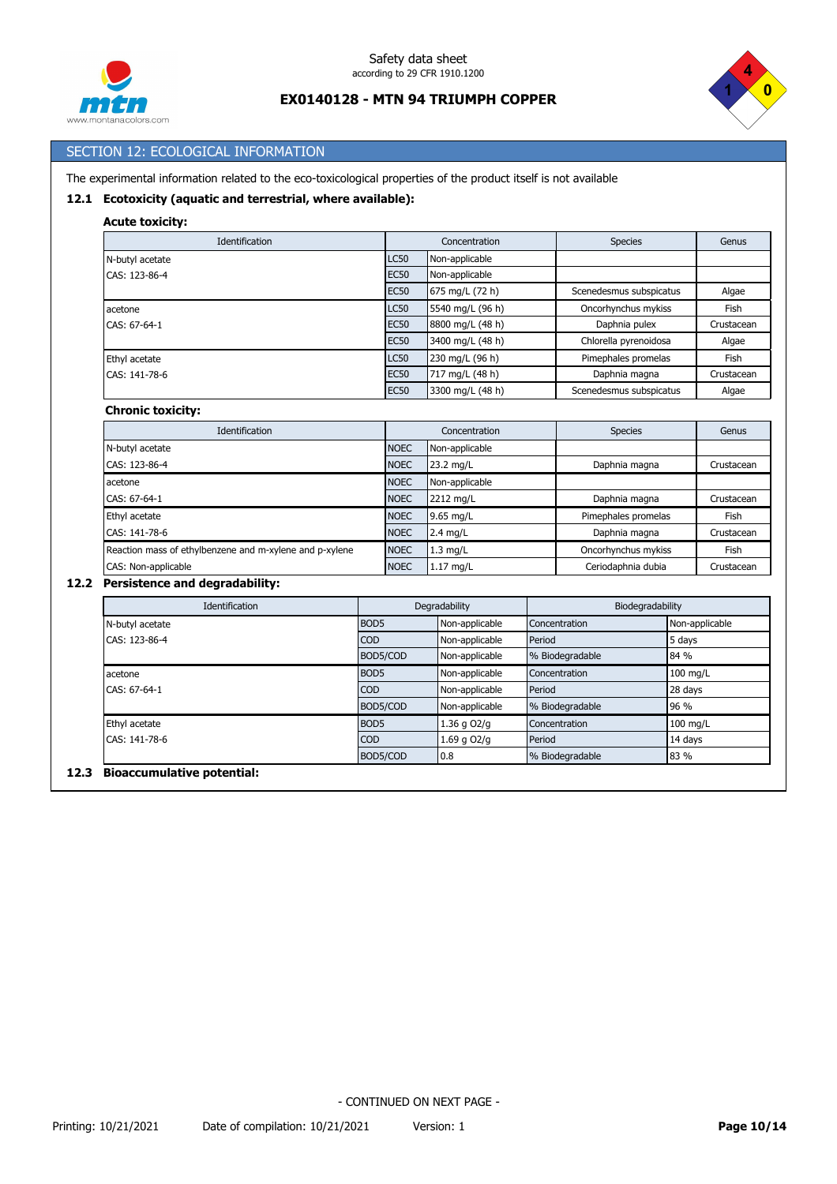## SECTION 12: ECOLOGICAL INFORMATION

The experimental information related to the eco-toxicological properties of the product itself is not available

### 12.1 Ecotoxicity (aquatic and terrestrial, where available):

**Acute toxicity:**

| Identification | Concentration | | Species | Genus |
|---|---|---|---|---|
| N-butyl acetate | LC50 | Non-applicable | | |
| CAS: 123-86-4 | EC50 | Non-applicable | | |
| | EC50 | 675 mg/L (72 h) | Scenedesmus subspicatus | Algae |
| acetone | LC50 | 5540 mg/L (96 h) | Oncorhynchus mykiss | Fish |
| CAS: 67-64-1 | EC50 | 8800 mg/L (48 h) | Daphnia pulex | Crustacean |
| | EC50 | 3400 mg/L (48 h) | Chlorella pyrenoidosa | Algae |
| Ethyl acetate | LC50 | 230 mg/L (96 h) | Pimephales promelas | Fish |
| CAS: 141-78-6 | EC50 | 717 mg/L (48 h) | Daphnia magna | Crustacean |
| | EC50 | 3300 mg/L (48 h) | Scenedesmus subspicatus | Algae |

**Chronic toxicity:**

| Identification | Concentration | | Species | Genus |
|---|---|---|---|---|
| N-butyl acetate | NOEC | Non-applicable | | |
| CAS: 123-86-4 | NOEC | 23.2 mg/L | Daphnia magna | Crustacean |
| acetone | NOEC | Non-applicable | | |
| CAS: 67-64-1 | NOEC | 2212 mg/L | Daphnia magna | Crustacean |
| Ethyl acetate | NOEC | 9.65 mg/L | Pimephales promelas | Fish |
| CAS: 141-78-6 | NOEC | 2.4 mg/L | Daphnia magna | Crustacean |
| Reaction mass of ethylbenzene and m-xylene and p-xylene | NOEC | 1.3 mg/L | Oncorhynchus mykiss | Fish |
| CAS: Non-applicable | NOEC | 1.17 mg/L | Ceriodaphnia dubia | Crustacean |

### 12.2 Persistence and degradability:

| Identification | Degradability | | Biodegradability | |
|---|---|---|---|---|
| N-butyl acetate | BOD5 | Non-applicable | Concentration | Non-applicable |
| CAS: 123-86-4 | COD | Non-applicable | Period | 5 days |
| | BOD5/COD | Non-applicable | % Biodegradable | 84 % |
| acetone | BOD5 | Non-applicable | Concentration | 100 mg/L |
| CAS: 67-64-1 | COD | Non-applicable | Period | 28 days |
| | BOD5/COD | Non-applicable | % Biodegradable | 96 % |
| Ethyl acetate | BOD5 | 1.36 g $O_2$/g | Concentration | 100 mg/L |
| CAS: 141-78-6 | COD | 1.69 g $O_2$/g | Period | 14 days |
| | BOD5/COD | 0.8 | % Biodegradable | 83 % |

### 12.3 Bioaccumulative potential:

- CONTINUED ON NEXT PAGE -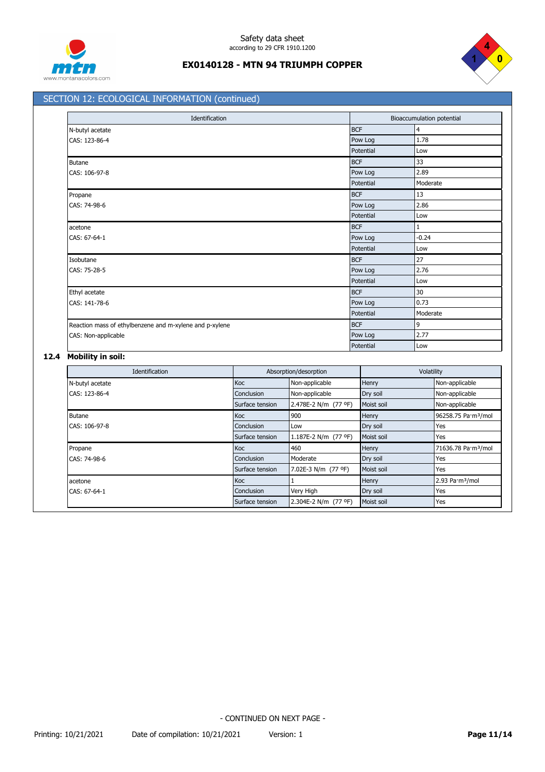## SECTION 12: ECOLOGICAL INFORMATION (continued)

| Identification | Bioaccumulation potential | |
|---|---|---|
| N-butyl acetate<br>CAS: 123-86-4 | BCF | 4 |
| | Pow Log | 1.78 |
| | Potential | Low |
| Butane<br>CAS: 106-97-8 | BCF | 33 |
| | Pow Log | 2.89 |
| | Potential | Moderate |
| Propane<br>CAS: 74-98-6 | BCF | 13 |
| | Pow Log | 2.86 |
| | Potential | Low |
| acetone<br>CAS: 67-64-1 | BCF | 1 |
| | Pow Log | -0.24 |
| | Potential | Low |
| Isobutane<br>CAS: 75-28-5 | BCF | 27 |
| | Pow Log | 2.76 |
| | Potential | Low |
| Ethyl acetate<br>CAS: 141-78-6 | BCF | 30 |
| | Pow Log | 0.73 |
| | Potential | Moderate |
| Reaction mass of ethylbenzene and m-xylene and p-xylene<br>CAS: Non-applicable | BCF | 9 |
| | Pow Log | 2.77 |
| | Potential | Low |

### 12.4 Mobility in soil:

| Identification | Absorption/desorption | | Volatility | |
|---|---|---|---|---|
| N-butyl acetate<br>CAS: 123-86-4 | Koc | Non-applicable | Henry | Non-applicable |
| | Conclusion | Non-applicable | Dry soil | Non-applicable |
| | Surface tension | 2.478E-2 N/m (77 ºF) | Moist soil | Non-applicable |
| Butane<br>CAS: 106-97-8 | Koc | 900 | Henry | 96258.75 Pa·m³/mol |
| | Conclusion | Low | Dry soil | Yes |
| | Surface tension | 1.187E-2 N/m (77 ºF) | Moist soil | Yes |
| Propane<br>CAS: 74-98-6 | Koc | 460 | Henry | 71636.78 Pa·m³/mol |
| | Conclusion | Moderate | Dry soil | Yes |
| | Surface tension | 7.02E-3 N/m (77 ºF) | Moist soil | Yes |
| acetone<br>CAS: 67-64-1 | Koc | 1 | Henry | 2.93 Pa·m³/mol |
| | Conclusion | Very High | Dry soil | Yes |
| | Surface tension | 2.304E-2 N/m (77 ºF) | Moist soil | Yes |

- CONTINUED ON NEXT PAGE -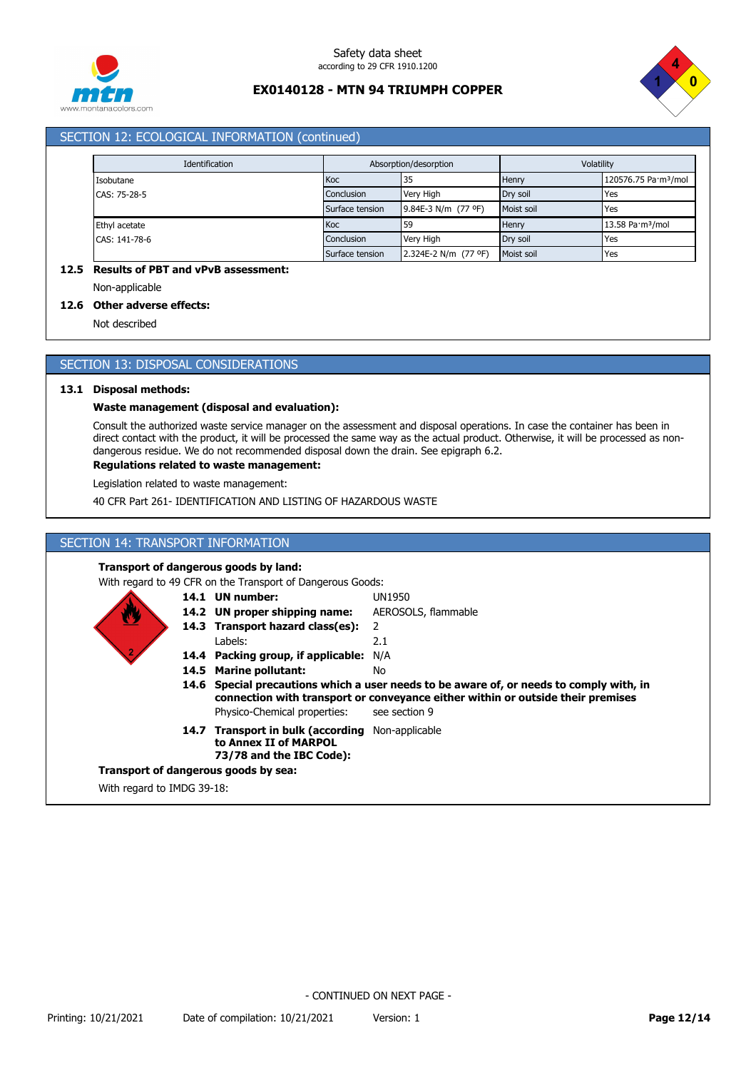## SECTION 12: ECOLOGICAL INFORMATION (continued)

| Identification | Absorption/desorption | | Volatility | |
|---|---|---|---|---|
| Isobutane | Koc | 35 | Henry | 120576.75 Pa·m³/mol |
| CAS: 75-28-5 | Conclusion | Very High | Dry soil | Yes |
| | Surface tension | 9.84E-3 N/m (77 ºF) | Moist soil | Yes |
| Ethyl acetate | Koc | 59 | Henry | 13.58 Pa·m³/mol |
| CAS: 141-78-6 | Conclusion | Very High | Dry soil | Yes |
| | Surface tension | 2.324E-2 N/m (77 ºF) | Moist soil | Yes |

**12.5 Results of PBT and vPvB assessment:**

Non-applicable

**12.6 Other adverse effects:**

Not described

## SECTION 13: DISPOSAL CONSIDERATIONS

**13.1 Disposal methods:**

**Waste management (disposal and evaluation):**

Consult the authorized waste service manager on the assessment and disposal operations. In case the container has been in direct contact with the product, it will be processed the same way as the actual product. Otherwise, it will be processed as non-dangerous residue. We do not recommended disposal down the drain. See epigraph 6.2.

**Regulations related to waste management:**

Legislation related to waste management:

40 CFR Part 261- IDENTIFICATION AND LISTING OF HAZARDOUS WASTE

## SECTION 14: TRANSPORT INFORMATION

**Transport of dangerous goods by land:**

With regard to 49 CFR on the Transport of Dangerous Goods:

**14.1 UN number:** UN1950

**14.2 UN proper shipping name:** AEROSOLS, flammable

**14.3 Transport hazard class(es):** 2

Labels: 2.1

**14.4 Packing group, if applicable:** N/A

**14.5 Marine pollutant:** No

**14.6 Special precautions which a user needs to be aware of, or needs to comply with, in connection with transport or conveyance either within or outside their premises**

Physico-Chemical properties: see section 9

**14.7 Transport in bulk (according to Annex II of MARPOL 73/78 and the IBC Code):** Non-applicable

**Transport of dangerous goods by sea:**

With regard to IMDG 39-18: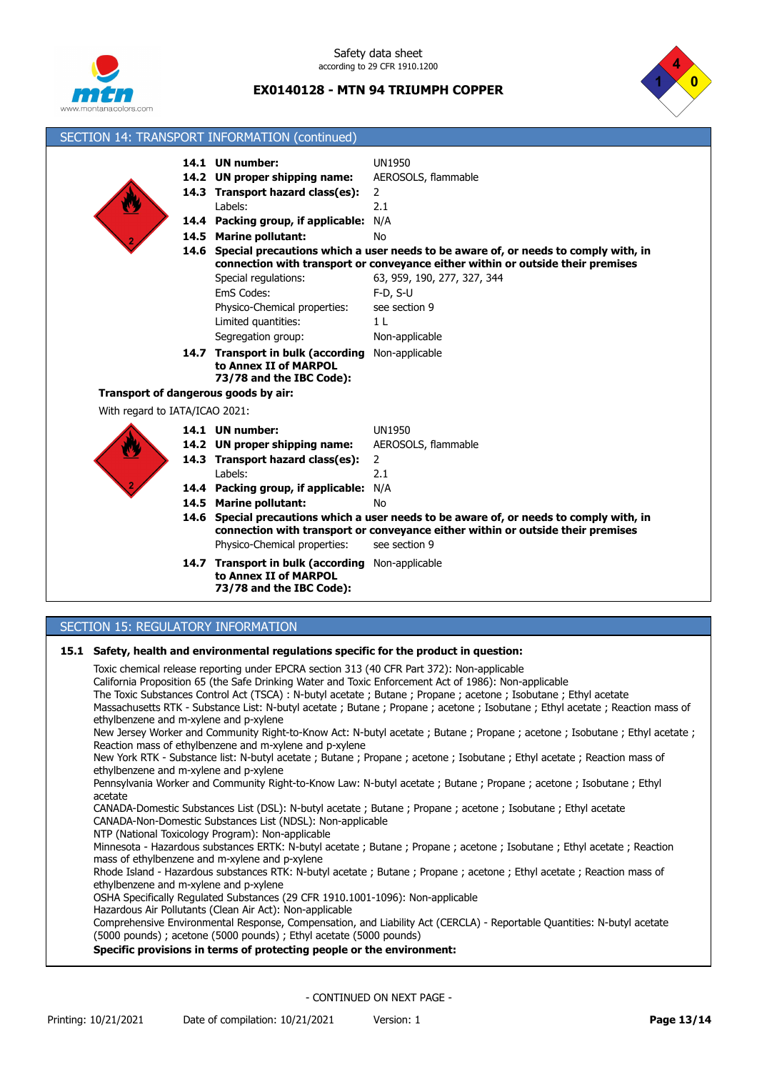## SECTION 14: TRANSPORT INFORMATION (continued)

**14.1 UN number:** UN1950
**14.2 UN proper shipping name:** AEROSOLS, flammable
**14.3 Transport hazard class(es):** 2
Labels: 2.1
**14.4 Packing group, if applicable:** N/A
**14.5 Marine pollutant:** No
**14.6 Special precautions which a user needs to be aware of, or needs to comply with, in connection with transport or conveyance either within or outside their premises**
Special regulations: 63, 959, 190, 277, 327, 344
EmS Codes: F-D, S-U
Physico-Chemical properties: see section 9
Limited quantities: 1 L
Segregation group: Non-applicable
**14.7 Transport in bulk (according to Annex II of MARPOL 73/78 and the IBC Code):** Non-applicable

**Transport of dangerous goods by air:**

With regard to IATA/ICAO 2021:

**14.1 UN number:** UN1950
**14.2 UN proper shipping name:** AEROSOLS, flammable
**14.3 Transport hazard class(es):** 2
Labels: 2.1
**14.4 Packing group, if applicable:** N/A
**14.5 Marine pollutant:** No
**14.6 Special precautions which a user needs to be aware of, or needs to comply with, in connection with transport or conveyance either within or outside their premises**
Physico-Chemical properties: see section 9
**14.7 Transport in bulk (according to Annex II of MARPOL 73/78 and the IBC Code):** Non-applicable

## SECTION 15: REGULATORY INFORMATION

**15.1 Safety, health and environmental regulations specific for the product in question:**

Toxic chemical release reporting under EPCRA section 313 (40 CFR Part 372): Non-applicable
California Proposition 65 (the Safe Drinking Water and Toxic Enforcement Act of 1986): Non-applicable
The Toxic Substances Control Act (TSCA) : N-butyl acetate ; Butane ; Propane ; acetone ; Isobutane ; Ethyl acetate
Massachusetts RTK - Substance List: N-butyl acetate ; Butane ; Propane ; acetone ; Isobutane ; Ethyl acetate ; Reaction mass of ethylbenzene and m-xylene and p-xylene
New Jersey Worker and Community Right-to-Know Act: N-butyl acetate ; Butane ; Propane ; acetone ; Isobutane ; Ethyl acetate ; Reaction mass of ethylbenzene and m-xylene and p-xylene
New York RTK - Substance list: N-butyl acetate ; Butane ; Propane ; acetone ; Isobutane ; Ethyl acetate ; Reaction mass of ethylbenzene and m-xylene and p-xylene
Pennsylvania Worker and Community Right-to-Know Law: N-butyl acetate ; Butane ; Propane ; acetone ; Isobutane ; Ethyl acetate
CANADA-Domestic Substances List (DSL): N-butyl acetate ; Butane ; Propane ; acetone ; Isobutane ; Ethyl acetate
CANADA-Non-Domestic Substances List (NDSL): Non-applicable
NTP (National Toxicology Program): Non-applicable
Minnesota - Hazardous substances ERTK: N-butyl acetate ; Butane ; Propane ; acetone ; Isobutane ; Ethyl acetate ; Reaction mass of ethylbenzene and m-xylene and p-xylene
Rhode Island - Hazardous substances RTK: N-butyl acetate ; Butane ; Propane ; acetone ; Ethyl acetate ; Reaction mass of ethylbenzene and m-xylene and p-xylene
OSHA Specifically Regulated Substances (29 CFR 1910.1001-1096): Non-applicable
Hazardous Air Pollutants (Clean Air Act): Non-applicable
Comprehensive Environmental Response, Compensation, and Liability Act (CERCLA) - Reportable Quantities: N-butyl acetate (5000 pounds) ; acetone (5000 pounds) ; Ethyl acetate (5000 pounds)

**Specific provisions in terms of protecting people or the environment:**

- CONTINUED ON NEXT PAGE -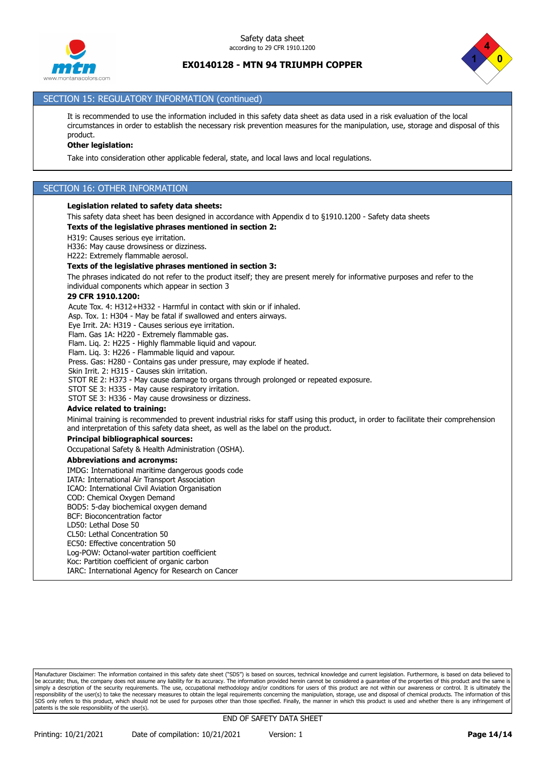## SECTION 15: REGULATORY INFORMATION (continued)

It is recommended to use the information included in this safety data sheet as data used in a risk evaluation of the local circumstances in order to establish the necessary risk prevention measures for the manipulation, use, storage and disposal of this product.

**Other legislation:**

Take into consideration other applicable federal, state, and local laws and local regulations.

## SECTION 16: OTHER INFORMATION

**Legislation related to safety data sheets:**

This safety data sheet has been designed in accordance with Appendix d to §1910.1200 - Safety data sheets

**Texts of the legislative phrases mentioned in section 2:**

H319: Causes serious eye irritation.
H336: May cause drowsiness or dizziness.
H222: Extremely flammable aerosol.

**Texts of the legislative phrases mentioned in section 3:**

The phrases indicated do not refer to the product itself; they are present merely for informative purposes and refer to the individual components which appear in section 3

**29 CFR 1910.1200:**

Acute Tox. 4: H312+H332 - Harmful in contact with skin or if inhaled.
Asp. Tox. 1: H304 - May be fatal if swallowed and enters airways.
Eye Irrit. 2A: H319 - Causes serious eye irritation.
Flam. Gas 1A: H220 - Extremely flammable gas.
Flam. Liq. 2: H225 - Highly flammable liquid and vapour.
Flam. Liq. 3: H226 - Flammable liquid and vapour.
Press. Gas: H280 - Contains gas under pressure, may explode if heated.
Skin Irrit. 2: H315 - Causes skin irritation.
STOT RE 2: H373 - May cause damage to organs through prolonged or repeated exposure.
STOT SE 3: H335 - May cause respiratory irritation.
STOT SE 3: H336 - May cause drowsiness or dizziness.

**Advice related to training:**

Minimal training is recommended to prevent industrial risks for staff using this product, in order to facilitate their comprehension and interpretation of this safety data sheet, as well as the label on the product.

**Principal bibliographical sources:**

Occupational Safety & Health Administration (OSHA).

**Abbreviations and acronyms:**

IMDG: International maritime dangerous goods code
IATA: International Air Transport Association
ICAO: International Civil Aviation Organisation
COD: Chemical Oxygen Demand
BOD5: 5-day biochemical oxygen demand
BCF: Bioconcentration factor
LD50: Lethal Dose 50
CL50: Lethal Concentration 50
EC50: Effective concentration 50
Log-POW: Octanol-water partition coefficient
Koc: Partition coefficient of organic carbon
IARC: International Agency for Research on Cancer

Manufacturer Disclaimer: The information contained in this safety date sheet ("SDS") is based on sources, technical knowledge and current legislation. Furthermore, is based on data believed to be accurate; thus, the company does not assume any liability for its accuracy. The information provided herein cannot be considered a guarantee of the properties of this product and the same is simply a description of the security requirements. The use, occupational methodology and/or conditions for users of this product are not within our awareness or control. It is ultimately the responsibility of the user(s) to take the necessary measures to obtain the legal requirements concerning the manipulation, storage, use and disposal of chemical products. The information of this SDS only refers to this product, which should not be used for purposes other than those specified. Finally, the manner in which this product is used and whether there is any infringement of patents is the sole responsibility of the user(s).

END OF SAFETY DATA SHEET